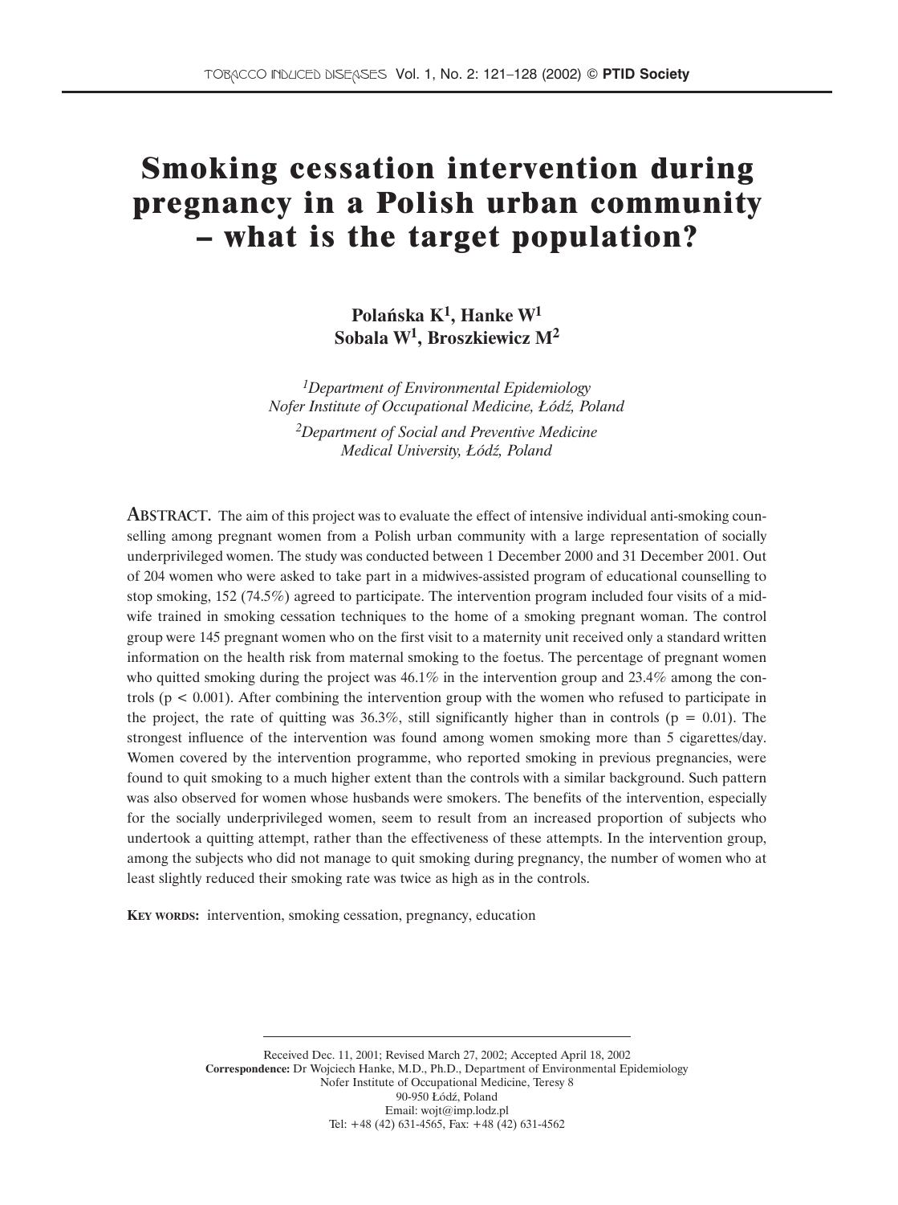# Smoking cessation intervention during pregnancy in a Polish urban community – what is the target population?

**Polańska K[1], Hanke W[1]**
**Sobala W[1], Broszkiewicz M[2]**

*[1]Department of Environmental Epidemiology*
*Nofer Institute of Occupational Medicine, Łódź, Poland*

*[2]Department of Social and Preventive Medicine*
*Medical University, Łódź, Poland*

**ABSTRACT.** The aim of this project was to evaluate the effect of intensive individual anti-smoking counselling among pregnant women from a Polish urban community with a large representation of socially underprivileged women. The study was conducted between 1 December 2000 and 31 December 2001. Out of 204 women who were asked to take part in a midwives-assisted program of educational counselling to stop smoking, 152 (74.5%) agreed to participate. The intervention program included four visits of a midwife trained in smoking cessation techniques to the home of a smoking pregnant woman. The control group were 145 pregnant women who on the first visit to a maternity unit received only a standard written information on the health risk from maternal smoking to the foetus. The percentage of pregnant women who quitted smoking during the project was 46.1% in the intervention group and 23.4% among the controls ($p < 0.001$). After combining the intervention group with the women who refused to participate in the project, the rate of quitting was 36.3%, still significantly higher than in controls ($p = 0.01$). The strongest influence of the intervention was found among women smoking more than 5 cigarettes/day. Women covered by the intervention programme, who reported smoking in previous pregnancies, were found to quit smoking to a much higher extent than the controls with a similar background. Such pattern was also observed for women whose husbands were smokers. The benefits of the intervention, especially for the socially underprivileged women, seem to result from an increased proportion of subjects who undertook a quitting attempt, rather than the effectiveness of these attempts. In the intervention group, among the subjects who did not manage to quit smoking during pregnancy, the number of women who at least slightly reduced their smoking rate was twice as high as in the controls.

**KEY WORDS:** intervention, smoking cessation, pregnancy, education

---

Received Dec. 11, 2001; Revised March 27, 2002; Accepted April 18, 2002
**Correspondence:** Dr Wojciech Hanke, M.D., Ph.D., Department of Environmental Epidemiology
Nofer Institute of Occupational Medicine, Teresy 8
90-950 Łódź, Poland
Email: wojt@imp.lodz.pl
Tel: +48 (42) 631-4565, Fax: +48 (42) 631-4562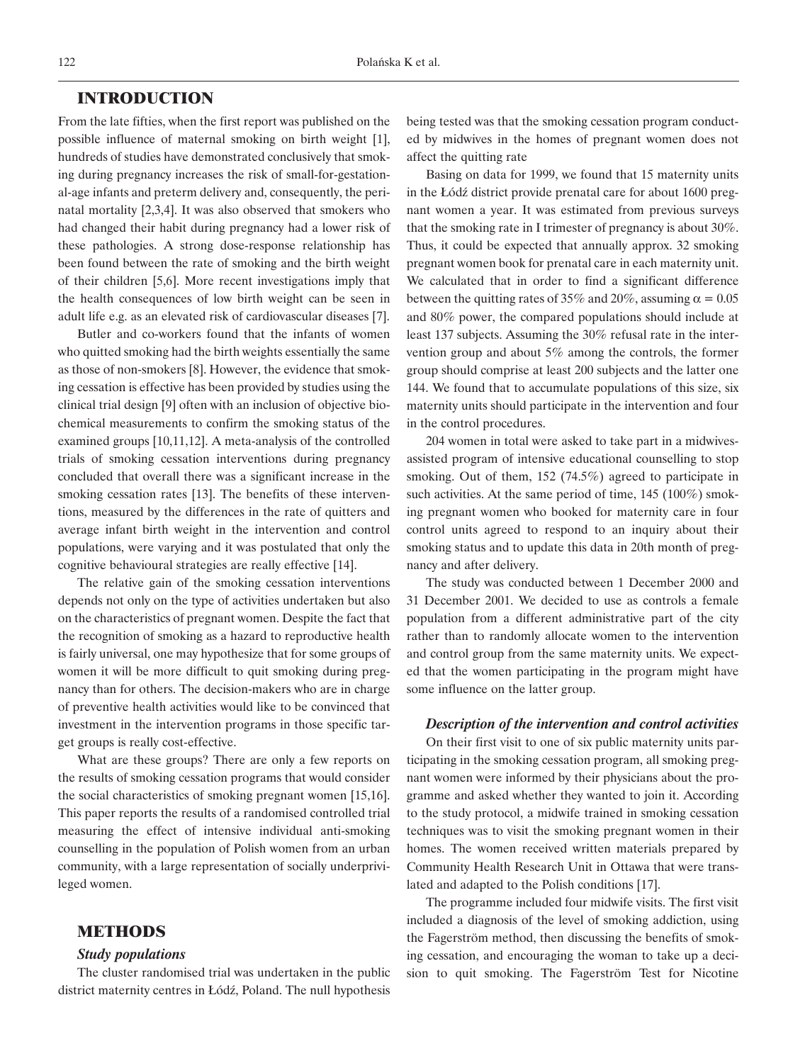## INTRODUCTION

From the late fifties, when the first report was published on the possible influence of maternal smoking on birth weight [1], hundreds of studies have demonstrated conclusively that smoking during pregnancy increases the risk of small-for-gestational-age infants and preterm delivery and, consequently, the perinatal mortality [2,3,4]. It was also observed that smokers who had changed their habit during pregnancy had a lower risk of these pathologies. A strong dose-response relationship has been found between the rate of smoking and the birth weight of their children [5,6]. More recent investigations imply that the health consequences of low birth weight can be seen in adult life e.g. as an elevated risk of cardiovascular diseases [7].

Butler and co-workers found that the infants of women who quitted smoking had the birth weights essentially the same as those of non-smokers [8]. However, the evidence that smoking cessation is effective has been provided by studies using the clinical trial design [9] often with an inclusion of objective biochemical measurements to confirm the smoking status of the examined groups [10,11,12]. A meta-analysis of the controlled trials of smoking cessation interventions during pregnancy concluded that overall there was a significant increase in the smoking cessation rates [13]. The benefits of these interventions, measured by the differences in the rate of quitters and average infant birth weight in the intervention and control populations, were varying and it was postulated that only the cognitive behavioural strategies are really effective [14].

The relative gain of the smoking cessation interventions depends not only on the type of activities undertaken but also on the characteristics of pregnant women. Despite the fact that the recognition of smoking as a hazard to reproductive health is fairly universal, one may hypothesize that for some groups of women it will be more difficult to quit smoking during pregnancy than for others. The decision-makers who are in charge of preventive health activities would like to be convinced that investment in the intervention programs in those specific target groups is really cost-effective.

What are these groups? There are only a few reports on the results of smoking cessation programs that would consider the social characteristics of smoking pregnant women [15,16]. This paper reports the results of a randomised controlled trial measuring the effect of intensive individual anti-smoking counselling in the population of Polish women from an urban community, with a large representation of socially underprivileged women.

## METHODS

### *Study populations*

The cluster randomised trial was undertaken in the public district maternity centres in Łódź, Poland. The null hypothesis being tested was that the smoking cessation program conducted by midwives in the homes of pregnant women does not affect the quitting rate

Basing on data for 1999, we found that 15 maternity units in the Łódź district provide prenatal care for about 1600 pregnant women a year. It was estimated from previous surveys that the smoking rate in I trimester of pregnancy is about 30%. Thus, it could be expected that annually approx. 32 smoking pregnant women book for prenatal care in each maternity unit. We calculated that in order to find a significant difference between the quitting rates of 35% and 20%, assuming $\alpha = 0.05$ and 80% power, the compared populations should include at least 137 subjects. Assuming the 30% refusal rate in the intervention group and about 5% among the controls, the former group should comprise at least 200 subjects and the latter one 144. We found that to accumulate populations of this size, six maternity units should participate in the intervention and four in the control procedures.

204 women in total were asked to take part in a midwives-assisted program of intensive educational counselling to stop smoking. Out of them, 152 (74.5%) agreed to participate in such activities. At the same period of time, 145 (100%) smoking pregnant women who booked for maternity care in four control units agreed to respond to an inquiry about their smoking status and to update this data in 20th month of pregnancy and after delivery.

The study was conducted between 1 December 2000 and 31 December 2001. We decided to use as controls a female population from a different administrative part of the city rather than to randomly allocate women to the intervention and control group from the same maternity units. We expected that the women participating in the program might have some influence on the latter group.

### *Description of the intervention and control activities*

On their first visit to one of six public maternity units participating in the smoking cessation program, all smoking pregnant women were informed by their physicians about the programme and asked whether they wanted to join it. According to the study protocol, a midwife trained in smoking cessation techniques was to visit the smoking pregnant women in their homes. The women received written materials prepared by Community Health Research Unit in Ottawa that were translated and adapted to the Polish conditions [17].

The programme included four midwife visits. The first visit included a diagnosis of the level of smoking addiction, using the Fagerström method, then discussing the benefits of smoking cessation, and encouraging the woman to take up a decision to quit smoking. The Fagerström Test for Nicotine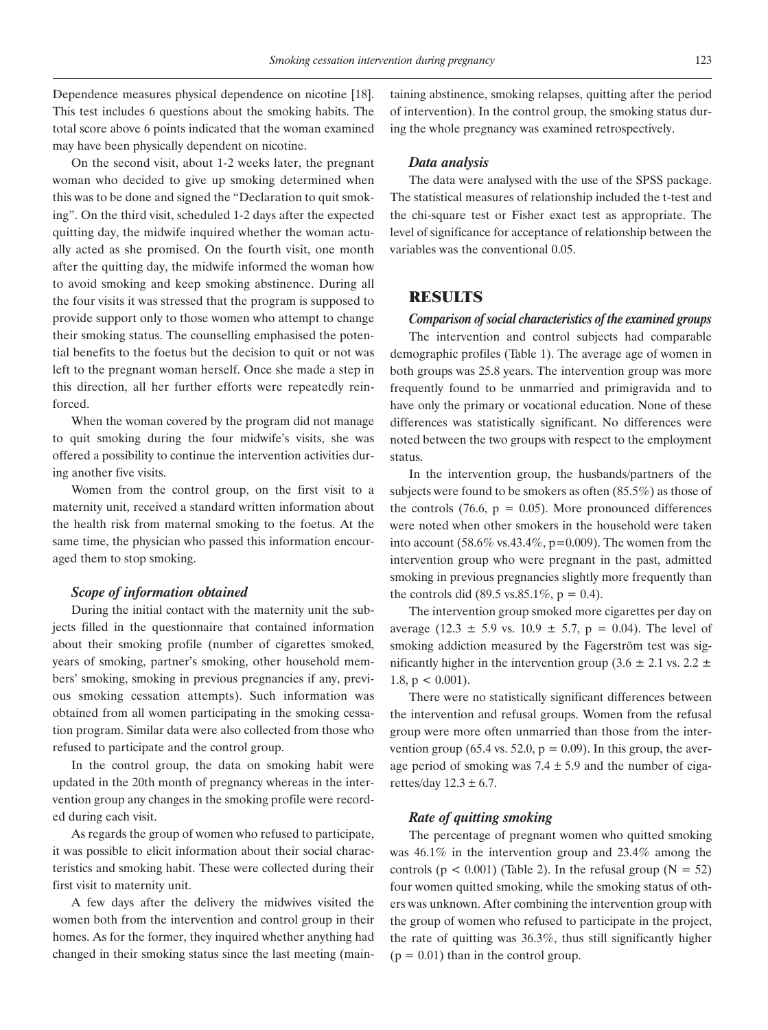Dependence measures physical dependence on nicotine [18]. This test includes 6 questions about the smoking habits. The total score above 6 points indicated that the woman examined may have been physically dependent on nicotine.

On the second visit, about 1-2 weeks later, the pregnant woman who decided to give up smoking determined when this was to be done and signed the "Declaration to quit smoking". On the third visit, scheduled 1-2 days after the expected quitting day, the midwife inquired whether the woman actually acted as she promised. On the fourth visit, one month after the quitting day, the midwife informed the woman how to avoid smoking and keep smoking abstinence. During all the four visits it was stressed that the program is supposed to provide support only to those women who attempt to change their smoking status. The counselling emphasised the potential benefits to the foetus but the decision to quit or not was left to the pregnant woman herself. Once she made a step in this direction, all her further efforts were repeatedly reinforced.

When the woman covered by the program did not manage to quit smoking during the four midwife's visits, she was offered a possibility to continue the intervention activities during another five visits.

Women from the control group, on the first visit to a maternity unit, received a standard written information about the health risk from maternal smoking to the foetus. At the same time, the physician who passed this information encouraged them to stop smoking.

### *Scope of information obtained*

During the initial contact with the maternity unit the subjects filled in the questionnaire that contained information about their smoking profile (number of cigarettes smoked, years of smoking, partner's smoking, other household members' smoking, smoking in previous pregnancies if any, previous smoking cessation attempts). Such information was obtained from all women participating in the smoking cessation program. Similar data were also collected from those who refused to participate and the control group.

In the control group, the data on smoking habit were updated in the 20th month of pregnancy whereas in the intervention group any changes in the smoking profile were recorded during each visit.

As regards the group of women who refused to participate, it was possible to elicit information about their social characteristics and smoking habit. These were collected during their first visit to maternity unit.

A few days after the delivery the midwives visited the women both from the intervention and control group in their homes. As for the former, they inquired whether anything had changed in their smoking status since the last meeting (maintaining abstinence, smoking relapses, quitting after the period of intervention). In the control group, the smoking status during the whole pregnancy was examined retrospectively.

### *Data analysis*

The data were analysed with the use of the SPSS package. The statistical measures of relationship included the t-test and the chi-square test or Fisher exact test as appropriate. The level of significance for acceptance of relationship between the variables was the conventional 0.05.

## RESULTS

### *Comparison of social characteristics of the examined groups*

The intervention and control subjects had comparable demographic profiles (Table 1). The average age of women in both groups was 25.8 years. The intervention group was more frequently found to be unmarried and primigravida and to have only the primary or vocational education. None of these differences was statistically significant. No differences were noted between the two groups with respect to the employment status.

In the intervention group, the husbands/partners of the subjects were found to be smokers as often (85.5%) as those of the controls (76.6, $p = 0.05$). More pronounced differences were noted when other smokers in the household were taken into account (58.6% vs.43.4%, $p=0.009$). The women from the intervention group who were pregnant in the past, admitted smoking in previous pregnancies slightly more frequently than the controls did (89.5 vs.85.1%, $p = 0.4$).

The intervention group smoked more cigarettes per day on average ($12.3 \pm 5.9$ vs. $10.9 \pm 5.7$, $p = 0.04$). The level of smoking addiction measured by the Fagerström test was significantly higher in the intervention group ($3.6 \pm 2.1$ vs. $2.2 \pm 1.8$, $p < 0.001$).

There were no statistically significant differences between the intervention and refusal groups. Women from the refusal group were more often unmarried than those from the intervention group (65.4 vs. 52.0, $p = 0.09$). In this group, the average period of smoking was $7.4 \pm 5.9$ and the number of cigarettes/day $12.3 \pm 6.7$.

### *Rate of quitting smoking*

The percentage of pregnant women who quitted smoking was 46.1% in the intervention group and 23.4% among the controls ($p < 0.001$) (Table 2). In the refusal group ($N = 52$) four women quitted smoking, while the smoking status of others was unknown. After combining the intervention group with the group of women who refused to participate in the project, the rate of quitting was 36.3%, thus still significantly higher ($p = 0.01$) than in the control group.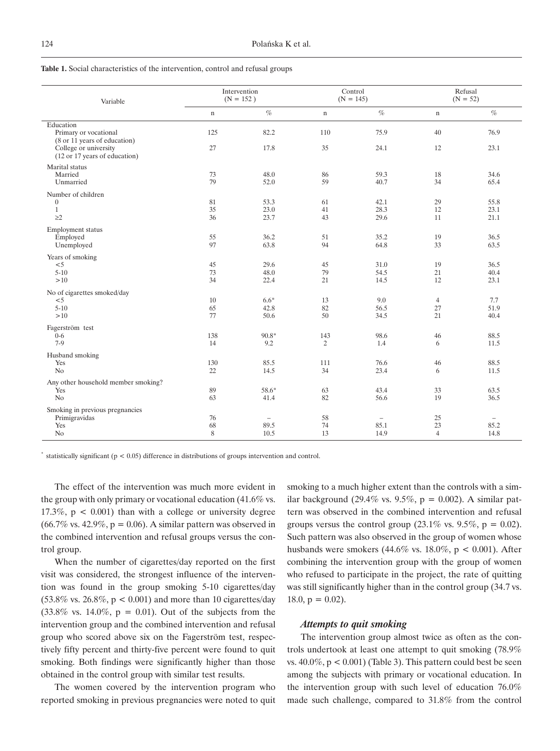**Table 1.** Social characteristics of the intervention, control and refusal groups

| Variable | Intervention (N = 152 ) | | Control (N = 145) | | Refusal (N = 52) | |
|---|---|---|---|---|---|---|
| | n | % | n | % | n | % |
| **Education** | | | | | | |
| Primary or vocational (8 or 11 years of education) | 125 | 82.2 | 110 | 75.9 | 40 | 76.9 |
| College or university (12 or 17 years of education) | 27 | 17.8 | 35 | 24.1 | 12 | 23.1 |
| **Marital status** | | | | | | |
| Married | 73 | 48.0 | 86 | 59.3 | 18 | 34.6 |
| Unmarried | 79 | 52.0 | 59 | 40.7 | 34 | 65.4 |
| **Number of children** | | | | | | |
| 0 | 81 | 53.3 | 61 | 42.1 | 29 | 55.8 |
| 1 | 35 | 23.0 | 41 | 28.3 | 12 | 23.1 |
| ≥2 | 36 | 23.7 | 43 | 29.6 | 11 | 21.1 |
| **Employment status** | | | | | | |
| Employed | 55 | 36.2 | 51 | 35.2 | 19 | 36.5 |
| Unemployed | 97 | 63.8 | 94 | 64.8 | 33 | 63.5 |
| **Years of smoking** | | | | | | |
| <5 | 45 | 29.6 | 45 | 31.0 | 19 | 36.5 |
| 5-10 | 73 | 48.0 | 79 | 54.5 | 21 | 40.4 |
| >10 | 34 | 22.4 | 21 | 14.5 | 12 | 23.1 |
| **No of cigarettes smoked/day** | | | | | | |
| <5 | 10 | 6.6* | 13 | 9.0 | 4 | 7.7 |
| 5-10 | 65 | 42.8 | 82 | 56.5 | 27 | 51.9 |
| >10 | 77 | 50.6 | 50 | 34.5 | 21 | 40.4 |
| **Fagerström test** | | | | | | |
| 0-6 | 138 | 90.8* | 143 | 98.6 | 46 | 88.5 |
| 7-9 | 14 | 9.2 | 2 | 1.4 | 6 | 11.5 |
| **Husband smoking** | | | | | | |
| Yes | 130 | 85.5 | 111 | 76.6 | 46 | 88.5 |
| No | 22 | 14.5 | 34 | 23.4 | 6 | 11.5 |
| **Any other household member smoking?** | | | | | | |
| Yes | 89 | 58.6* | 63 | 43.4 | 33 | 63.5 |
| No | 63 | 41.4 | 82 | 56.6 | 19 | 36.5 |
| **Smoking in previous pregnancies** | | | | | | |
| Primigravidas | 76 | – | 58 | – | 25 | – |
| Yes | 68 | 89.5 | 74 | 85.1 | 23 | 85.2 |
| No | 8 | 10.5 | 13 | 14.9 | 4 | 14.8 |

\* statistically significant ($p < 0.05$) difference in distributions of groups intervention and control.

The effect of the intervention was much more evident in the group with only primary or vocational education (41.6% vs. 17.3%, $p < 0.001$) than with a college or university degree (66.7% vs. 42.9%, $p = 0.06$). A similar pattern was observed in the combined intervention and refusal groups versus the control group.

When the number of cigarettes/day reported on the first visit was considered, the strongest influence of the intervention was found in the group smoking 5-10 cigarettes/day (53.8% vs. 26.8%, $p < 0.001$) and more than 10 cigarettes/day (33.8% vs. 14.0%, $p = 0.01$). Out of the subjects from the intervention group and the combined intervention and refusal group who scored above six on the Fagerström test, respectively fifty percent and thirty-five percent were found to quit smoking. Both findings were significantly higher than those obtained in the control group with similar test results.

The women covered by the intervention program who reported smoking in previous pregnancies were noted to quit smoking to a much higher extent than the controls with a similar background (29.4% vs. 9.5%, $p = 0.002$). A similar pattern was observed in the combined intervention and refusal groups versus the control group (23.1% vs. 9.5%, $p = 0.02$). Such pattern was also observed in the group of women whose husbands were smokers (44.6% vs. 18.0%, $p < 0.001$). After combining the intervention group with the group of women who refused to participate in the project, the rate of quitting was still significantly higher than in the control group (34.7 vs. 18.0, $p = 0.02$).

### *Attempts to quit smoking*

The intervention group almost twice as often as the controls undertook at least one attempt to quit smoking (78.9% vs. 40.0%, $p < 0.001$) (Table 3). This pattern could best be seen among the subjects with primary or vocational education. In the intervention group with such level of education 76.0% made such challenge, compared to 31.8% from the control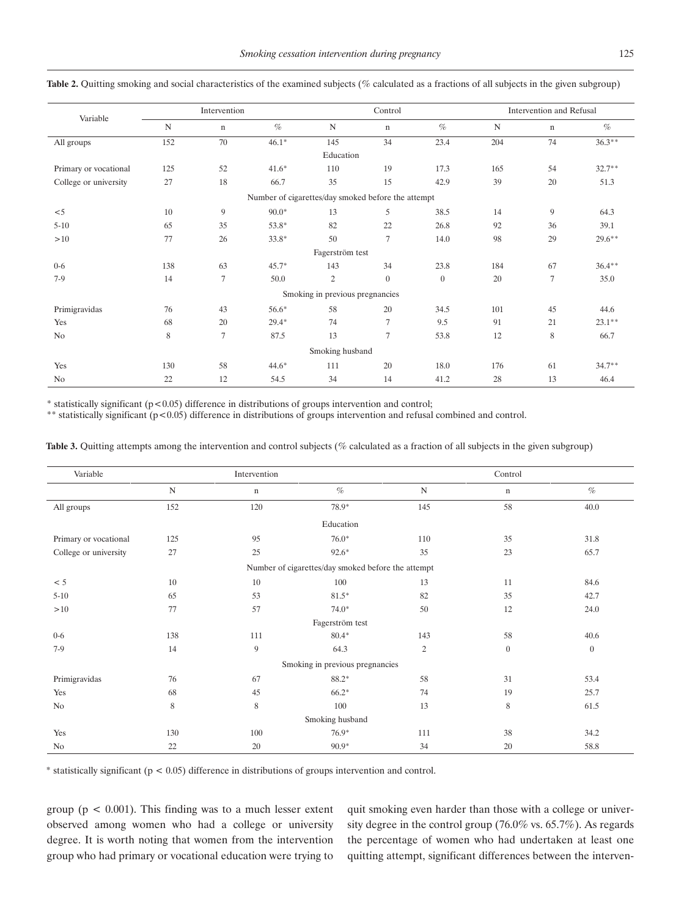**Table 2.** Quitting smoking and social characteristics of the examined subjects (% calculated as a fractions of all subjects in the given subgroup)

| Variable | Intervention | | | Control | | | Intervention and Refusal | | |
|---|---|---|---|---|---|---|---|---|---|
| | N | n | % | N | n | % | N | n | % |
| All groups | 152 | 70 | 46.1* | 145 | 34 | 23.4 | 204 | 74 | 36.3** |
| Education | | | | | | | | | |
| Primary or vocational | 125 | 52 | 41.6* | 110 | 19 | 17.3 | 165 | 54 | 32.7** |
| College or university | 27 | 18 | 66.7 | 35 | 15 | 42.9 | 39 | 20 | 51.3 |
| Number of cigarettes/day smoked before the attempt | | | | | | | | | |
| <5 | 10 | 9 | 90.0* | 13 | 5 | 38.5 | 14 | 9 | 64.3 |
| 5-10 | 65 | 35 | 53.8* | 82 | 22 | 26.8 | 92 | 36 | 39.1 |
| >10 | 77 | 26 | 33.8* | 50 | 7 | 14.0 | 98 | 29 | 29.6** |
| Fagerström test | | | | | | | | | |
| 0-6 | 138 | 63 | 45.7* | 143 | 34 | 23.8 | 184 | 67 | 36.4** |
| 7-9 | 14 | 7 | 50.0 | 2 | 0 | 0 | 20 | 7 | 35.0 |
| Smoking in previous pregnancies | | | | | | | | | |
| Primigravidas | 76 | 43 | 56.6* | 58 | 20 | 34.5 | 101 | 45 | 44.6 |
| Yes | 68 | 20 | 29.4* | 74 | 7 | 9.5 | 91 | 21 | 23.1** |
| No | 8 | 7 | 87.5 | 13 | 7 | 53.8 | 12 | 8 | 66.7 |
| Smoking husband | | | | | | | | | |
| Yes | 130 | 58 | 44.6* | 111 | 20 | 18.0 | 176 | 61 | 34.7** |
| No | 22 | 12 | 54.5 | 34 | 14 | 41.2 | 28 | 13 | 46.4 |

* statistically significant ($p<0.05$) difference in distributions of groups intervention and control;
** statistically significant ($p<0.05$) difference in distributions of groups intervention and refusal combined and control.

**Table 3.** Quitting attempts among the intervention and control subjects (% calculated as a fraction of all subjects in the given subgroup)

| Variable | Intervention | | | Control | | |
|---|---|---|---|---|---|---|
| | N | n | % | N | n | % |
| All groups | 152 | 120 | 78.9* | 145 | 58 | 40.0 |
| Education | | | | | | |
| Primary or vocational | 125 | 95 | 76.0* | 110 | 35 | 31.8 |
| College or university | 27 | 25 | 92.6* | 35 | 23 | 65.7 |
| Number of cigarettes/day smoked before the attempt | | | | | | |
| < 5 | 10 | 10 | 100 | 13 | 11 | 84.6 |
| 5-10 | 65 | 53 | 81.5* | 82 | 35 | 42.7 |
| >10 | 77 | 57 | 74.0* | 50 | 12 | 24.0 |
| Fagerström test | | | | | | |
| 0-6 | 138 | 111 | 80.4* | 143 | 58 | 40.6 |
| 7-9 | 14 | 9 | 64.3 | 2 | 0 | 0 |
| Smoking in previous pregnancies | | | | | | |
| Primigravidas | 76 | 67 | 88.2* | 58 | 31 | 53.4 |
| Yes | 68 | 45 | 66.2* | 74 | 19 | 25.7 |
| No | 8 | 8 | 100 | 13 | 8 | 61.5 |
| Smoking husband | | | | | | |
| Yes | 130 | 100 | 76.9* | 111 | 38 | 34.2 |
| No | 22 | 20 | 90.9* | 34 | 20 | 58.8 |

* statistically significant ($p < 0.05$) difference in distributions of groups intervention and control.

group ($p < 0.001$). This finding was to a much lesser extent observed among women who had a college or university degree. It is worth noting that women from the intervention group who had primary or vocational education were trying to quit smoking even harder than those with a college or university degree in the control group (76.0% vs. 65.7%). As regards the percentage of women who had undertaken at least one quitting attempt, significant differences between the interven-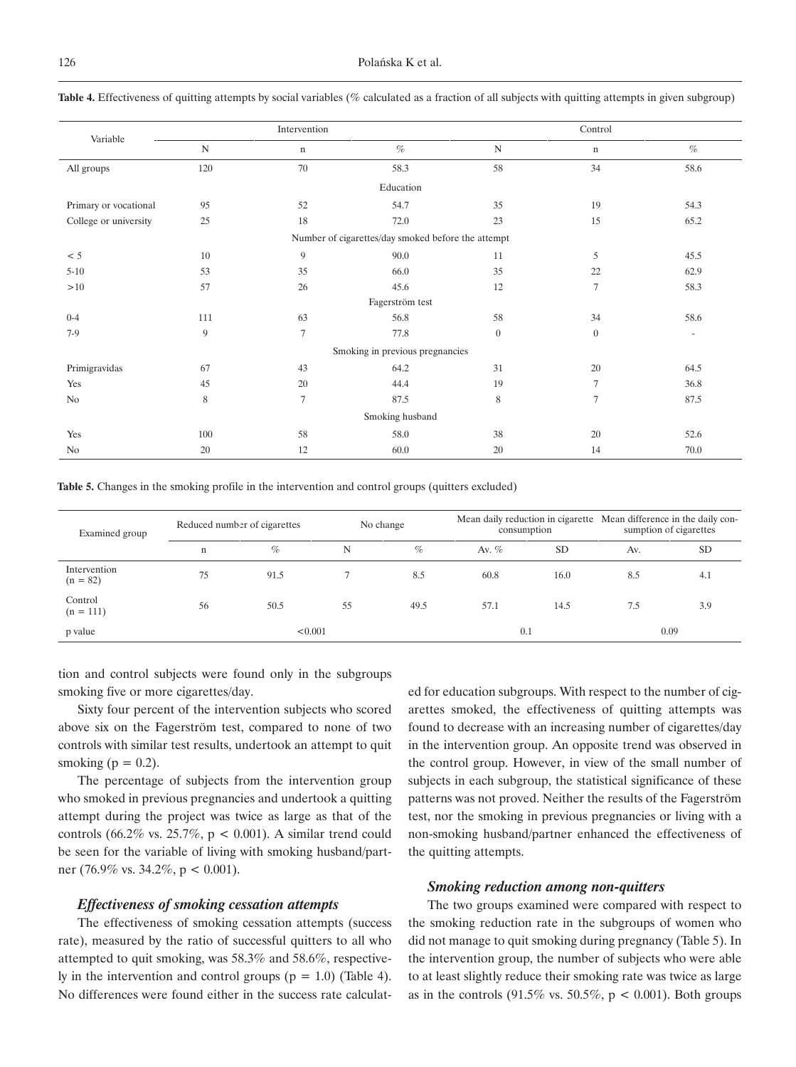**Table 4.** Effectiveness of quitting attempts by social variables (% calculated as a fraction of all subjects with quitting attempts in given subgroup)

| Variable | Intervention | | | Control | | |
|---|---|---|---|---|---|---|
| | N | n | % | N | n | % |
| All groups | 120 | 70 | 58.3 | 58 | 34 | 58.6 |
| **Education** | | | | | | |
| Primary or vocational | 95 | 52 | 54.7 | 35 | 19 | 54.3 |
| College or university | 25 | 18 | 72.0 | 23 | 15 | 65.2 |
| **Number of cigarettes/day smoked before the attempt** | | | | | | |
| < 5 | 10 | 9 | 90.0 | 11 | 5 | 45.5 |
| 5-10 | 53 | 35 | 66.0 | 35 | 22 | 62.9 |
| >10 | 57 | 26 | 45.6 | 12 | 7 | 58.3 |
| **Fagerström test** | | | | | | |
| 0-4 | 111 | 63 | 56.8 | 58 | 34 | 58.6 |
| 7-9 | 9 | 7 | 77.8 | 0 | 0 | - |
| **Smoking in previous pregnancies** | | | | | | |
| Primigravidas | 67 | 43 | 64.2 | 31 | 20 | 64.5 |
| Yes | 45 | 20 | 44.4 | 19 | 7 | 36.8 |
| No | 8 | 7 | 87.5 | 8 | 7 | 87.5 |
| **Smoking husband** | | | | | | |
| Yes | 100 | 58 | 58.0 | 38 | 20 | 52.6 |
| No | 20 | 12 | 60.0 | 20 | 14 | 70.0 |

**Table 5.** Changes in the smoking profile in the intervention and control groups (quitters excluded)

| Examined group | Reduced number of cigarettes | | No change | | Mean daily reduction in cigarette consumption | | Mean difference in the daily consumption of cigarettes | |
|---|---|---|---|---|---|---|---|---|
| | n | % | N | % | Av. % | SD | Av. | SD |
| Intervention (n = 82) | 75 | 91.5 | 7 | 8.5 | 60.8 | 16.0 | 8.5 | 4.1 |
| Control (n = 111) | 56 | 50.5 | 55 | 49.5 | 57.1 | 14.5 | 7.5 | 3.9 |
| p value | <0.001 | | | | 0.1 | | 0.09 | |

tion and control subjects were found only in the subgroups smoking five or more cigarettes/day.

Sixty four percent of the intervention subjects who scored above six on the Fagerström test, compared to none of two controls with similar test results, undertook an attempt to quit smoking ($p = 0.2$).

The percentage of subjects from the intervention group who smoked in previous pregnancies and undertook a quitting attempt during the project was twice as large as that of the controls (66.2% vs. 25.7%, $p < 0.001$). A similar trend could be seen for the variable of living with smoking husband/partner (76.9% vs. 34.2%, $p < 0.001$).

### *Effectiveness of smoking cessation attempts*

The effectiveness of smoking cessation attempts (success rate), measured by the ratio of successful quitters to all who attempted to quit smoking, was 58.3% and 58.6%, respectively in the intervention and control groups ($p = 1.0$) (Table 4). No differences were found either in the success rate calculated for education subgroups. With respect to the number of cigarettes smoked, the effectiveness of quitting attempts was found to decrease with an increasing number of cigarettes/day in the intervention group. An opposite trend was observed in the control group. However, in view of the small number of subjects in each subgroup, the statistical significance of these patterns was not proved. Neither the results of the Fagerström test, nor the smoking in previous pregnancies or living with a non-smoking husband/partner enhanced the effectiveness of the quitting attempts.

### *Smoking reduction among non-quitters*

The two groups examined were compared with respect to the smoking reduction rate in the subgroups of women who did not manage to quit smoking during pregnancy (Table 5). In the intervention group, the number of subjects who were able to at least slightly reduce their smoking rate was twice as large as in the controls (91.5% vs. 50.5%, $p < 0.001$). Both groups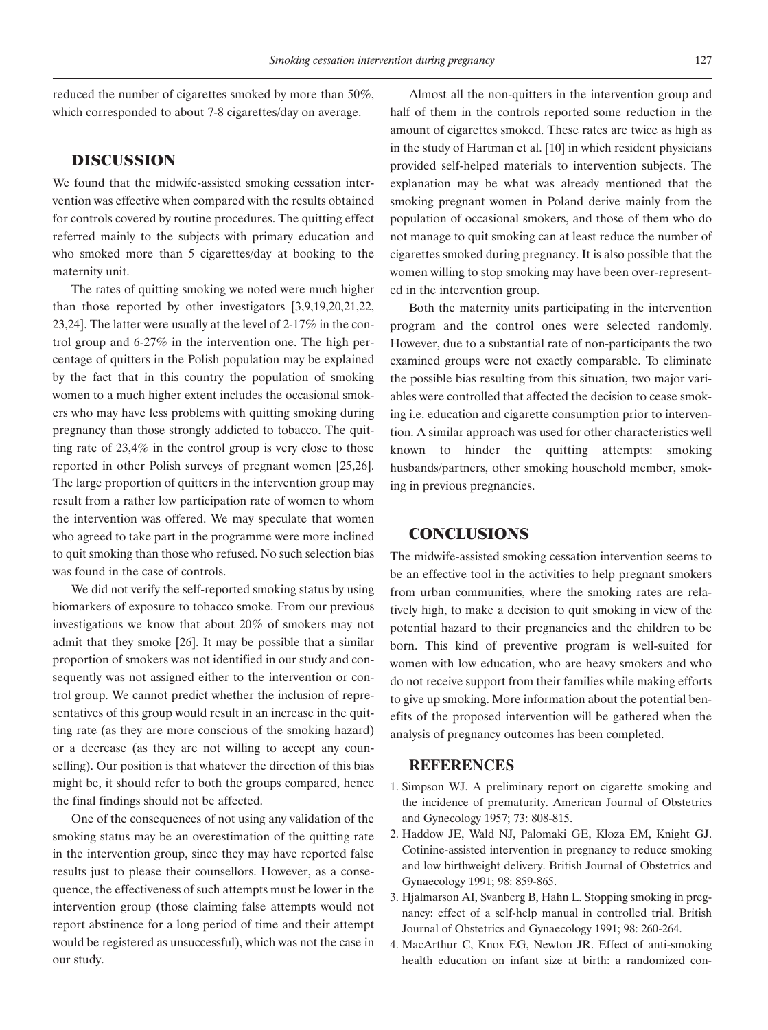reduced the number of cigarettes smoked by more than 50%, which corresponded to about 7-8 cigarettes/day on average.

## DISCUSSION

We found that the midwife-assisted smoking cessation intervention was effective when compared with the results obtained for controls covered by routine procedures. The quitting effect referred mainly to the subjects with primary education and who smoked more than 5 cigarettes/day at booking to the maternity unit.

The rates of quitting smoking we noted were much higher than those reported by other investigators [3,9,19,20,21,22, 23,24]. The latter were usually at the level of 2-17% in the control group and 6-27% in the intervention one. The high percentage of quitters in the Polish population may be explained by the fact that in this country the population of smoking women to a much higher extent includes the occasional smokers who may have less problems with quitting smoking during pregnancy than those strongly addicted to tobacco. The quitting rate of 23,4% in the control group is very close to those reported in other Polish surveys of pregnant women [25,26]. The large proportion of quitters in the intervention group may result from a rather low participation rate of women to whom the intervention was offered. We may speculate that women who agreed to take part in the programme were more inclined to quit smoking than those who refused. No such selection bias was found in the case of controls.

We did not verify the self-reported smoking status by using biomarkers of exposure to tobacco smoke. From our previous investigations we know that about 20% of smokers may not admit that they smoke [26]. It may be possible that a similar proportion of smokers was not identified in our study and consequently was not assigned either to the intervention or control group. We cannot predict whether the inclusion of representatives of this group would result in an increase in the quitting rate (as they are more conscious of the smoking hazard) or a decrease (as they are not willing to accept any counselling). Our position is that whatever the direction of this bias might be, it should refer to both the groups compared, hence the final findings should not be affected.

One of the consequences of not using any validation of the smoking status may be an overestimation of the quitting rate in the intervention group, since they may have reported false results just to please their counsellors. However, as a consequence, the effectiveness of such attempts must be lower in the intervention group (those claiming false attempts would not report abstinence for a long period of time and their attempt would be registered as unsuccessful), which was not the case in our study.

Almost all the non-quitters in the intervention group and half of them in the controls reported some reduction in the amount of cigarettes smoked. These rates are twice as high as in the study of Hartman et al. [10] in which resident physicians provided self-helped materials to intervention subjects. The explanation may be what was already mentioned that the smoking pregnant women in Poland derive mainly from the population of occasional smokers, and those of them who do not manage to quit smoking can at least reduce the number of cigarettes smoked during pregnancy. It is also possible that the women willing to stop smoking may have been over-represented in the intervention group.

Both the maternity units participating in the intervention program and the control ones were selected randomly. However, due to a substantial rate of non-participants the two examined groups were not exactly comparable. To eliminate the possible bias resulting from this situation, two major variables were controlled that affected the decision to cease smoking i.e. education and cigarette consumption prior to intervention. A similar approach was used for other characteristics well known to hinder the quitting attempts: smoking husbands/partners, other smoking household member, smoking in previous pregnancies.

## CONCLUSIONS

The midwife-assisted smoking cessation intervention seems to be an effective tool in the activities to help pregnant smokers from urban communities, where the smoking rates are relatively high, to make a decision to quit smoking in view of the potential hazard to their pregnancies and the children to be born. This kind of preventive program is well-suited for women with low education, who are heavy smokers and who do not receive support from their families while making efforts to give up smoking. More information about the potential benefits of the proposed intervention will be gathered when the analysis of pregnancy outcomes has been completed.

## REFERENCES

1. Simpson WJ. A preliminary report on cigarette smoking and the incidence of prematurity. American Journal of Obstetrics and Gynecology 1957; 73: 808-815.
2. Haddow JE, Wald NJ, Palomaki GE, Kloza EM, Knight GJ. Cotinine-assisted intervention in pregnancy to reduce smoking and low birthweight delivery. British Journal of Obstetrics and Gynaecology 1991; 98: 859-865.
3. Hjalmarson AI, Svanberg B, Hahn L. Stopping smoking in pregnancy: effect of a self-help manual in controlled trial. British Journal of Obstetrics and Gynaecology 1991; 98: 260-264.
4. MacArthur C, Knox EG, Newton JR. Effect of anti-smoking health education on infant size at birth: a randomized con-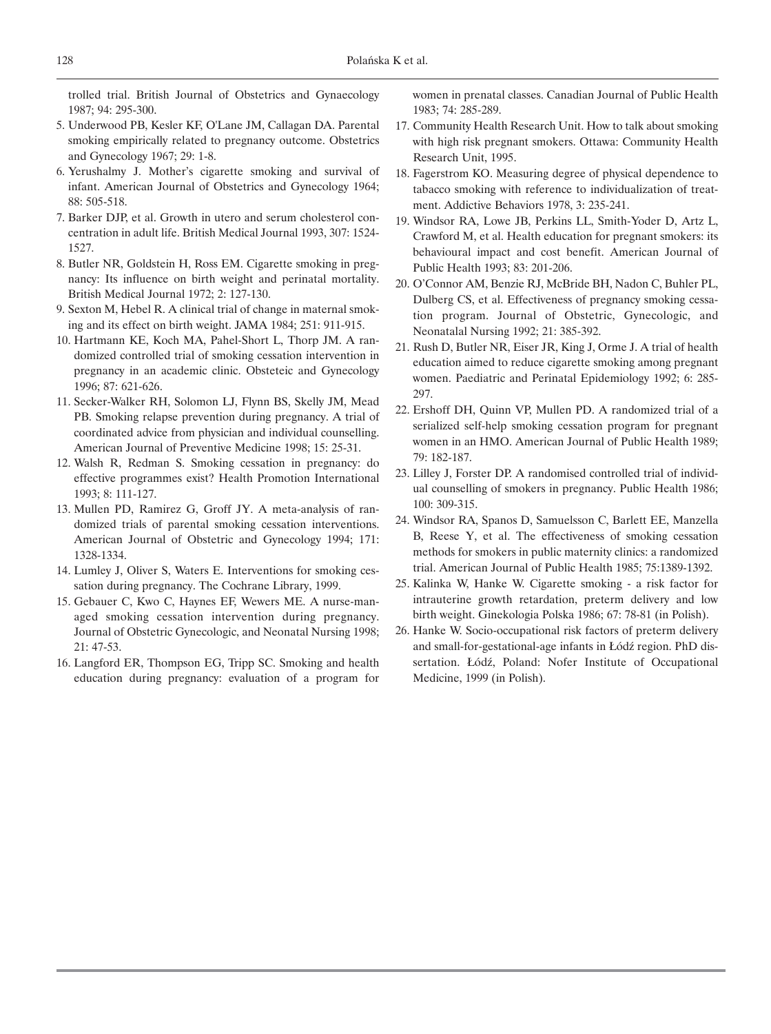trolled trial. British Journal of Obstetrics and Gynaecology 1987; 94: 295-300.

5. Underwood PB, Kesler KF, O'Lane JM, Callagan DA. Parental smoking empirically related to pregnancy outcome. Obstetrics and Gynecology 1967; 29: 1-8.
6. Yerushalmy J. Mother's cigarette smoking and survival of infant. American Journal of Obstetrics and Gynecology 1964; 88: 505-518.
7. Barker DJP, et al. Growth in utero and serum cholesterol concentration in adult life. British Medical Journal 1993, 307: 1524-1527.
8. Butler NR, Goldstein H, Ross EM. Cigarette smoking in pregnancy: Its influence on birth weight and perinatal mortality. British Medical Journal 1972; 2: 127-130.
9. Sexton M, Hebel R. A clinical trial of change in maternal smoking and its effect on birth weight. JAMA 1984; 251: 911-915.
10. Hartmann KE, Koch MA, Pahel-Short L, Thorp JM. A randomized controlled trial of smoking cessation intervention in pregnancy in an academic clinic. Obsteteic and Gynecology 1996; 87: 621-626.
11. Secker-Walker RH, Solomon LJ, Flynn BS, Skelly JM, Mead PB. Smoking relapse prevention during pregnancy. A trial of coordinated advice from physician and individual counselling. American Journal of Preventive Medicine 1998; 15: 25-31.
12. Walsh R, Redman S. Smoking cessation in pregnancy: do effective programmes exist? Health Promotion International 1993; 8: 111-127.
13. Mullen PD, Ramirez G, Groff JY. A meta-analysis of randomized trials of parental smoking cessation interventions. American Journal of Obstetric and Gynecology 1994; 171: 1328-1334.
14. Lumley J, Oliver S, Waters E. Interventions for smoking cessation during pregnancy. The Cochrane Library, 1999.
15. Gebauer C, Kwo C, Haynes EF, Wewers ME. A nurse-managed smoking cessation intervention during pregnancy. Journal of Obstetric Gynecologic, and Neonatal Nursing 1998; 21: 47-53.
16. Langford ER, Thompson EG, Tripp SC. Smoking and health education during pregnancy: evaluation of a program for women in prenatal classes. Canadian Journal of Public Health 1983; 74: 285-289.
17. Community Health Research Unit. How to talk about smoking with high risk pregnant smokers. Ottawa: Community Health Research Unit, 1995.
18. Fagerstrom KO. Measuring degree of physical dependence to tabacco smoking with reference to individualization of treatment. Addictive Behaviors 1978, 3: 235-241.
19. Windsor RA, Lowe JB, Perkins LL, Smith-Yoder D, Artz L, Crawford M, et al. Health education for pregnant smokers: its behavioural impact and cost benefit. American Journal of Public Health 1993; 83: 201-206.
20. O'Connor AM, Benzie RJ, McBride BH, Nadon C, Buhler PL, Dulberg CS, et al. Effectiveness of pregnancy smoking cessation program. Journal of Obstetric, Gynecologic, and Neonatalal Nursing 1992; 21: 385-392.
21. Rush D, Butler NR, Eiser JR, King J, Orme J. A trial of health education aimed to reduce cigarette smoking among pregnant women. Paediatric and Perinatal Epidemiology 1992; 6: 285-297.
22. Ershoff DH, Quinn VP, Mullen PD. A randomized trial of a serialized self-help smoking cessation program for pregnant women in an HMO. American Journal of Public Health 1989; 79: 182-187.
23. Lilley J, Forster DP. A randomised controlled trial of individual counselling of smokers in pregnancy. Public Health 1986; 100: 309-315.
24. Windsor RA, Spanos D, Samuelsson C, Barlett EE, Manzella B, Reese Y, et al. The effectiveness of smoking cessation methods for smokers in public maternity clinics: a randomized trial. American Journal of Public Health 1985; 75:1389-1392.
25. Kalinka W, Hanke W. Cigarette smoking - a risk factor for intrauterine growth retardation, preterm delivery and low birth weight. Ginekologia Polska 1986; 67: 78-81 (in Polish).
26. Hanke W. Socio-occupational risk factors of preterm delivery and small-for-gestational-age infants in Łódź region. PhD dissertation. Łódź, Poland: Nofer Institute of Occupational Medicine, 1999 (in Polish).